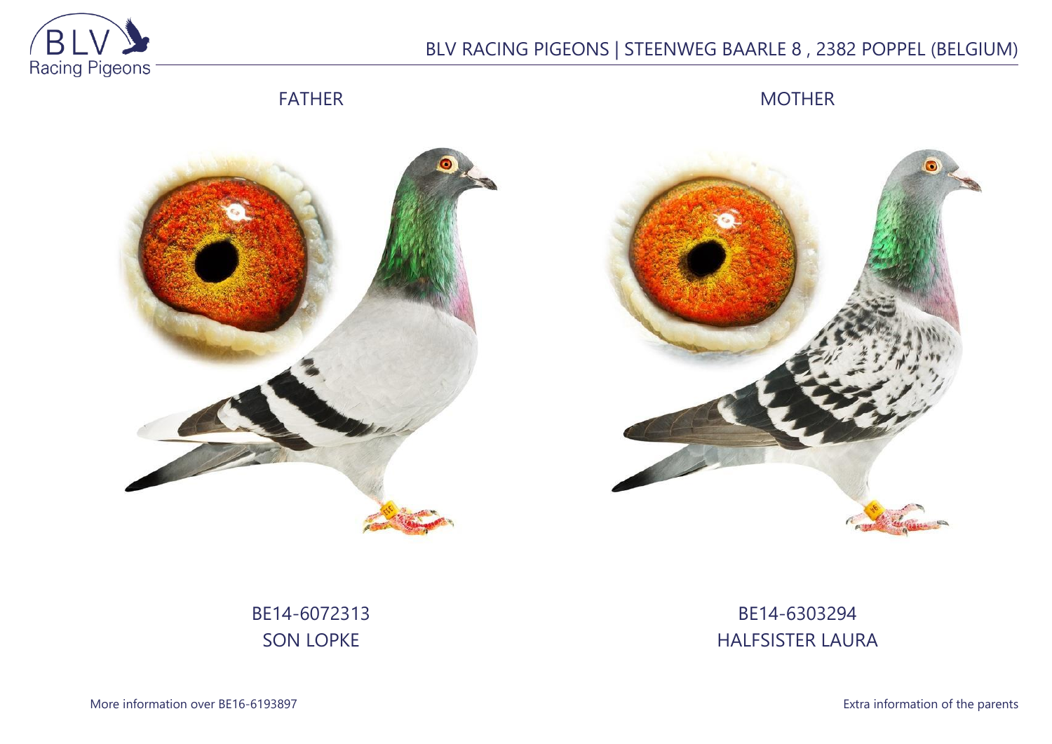BLV RACING PIGEONS | STEENWEG BAARLE 8 , 2382 POPPEL (BELGIUM)

FATHER

MOTHER

BE14-6072313
SON LOPKE

BE14-6303294
HALFSISTER LAURA

More information over BE16-6193897

Extra information of the parents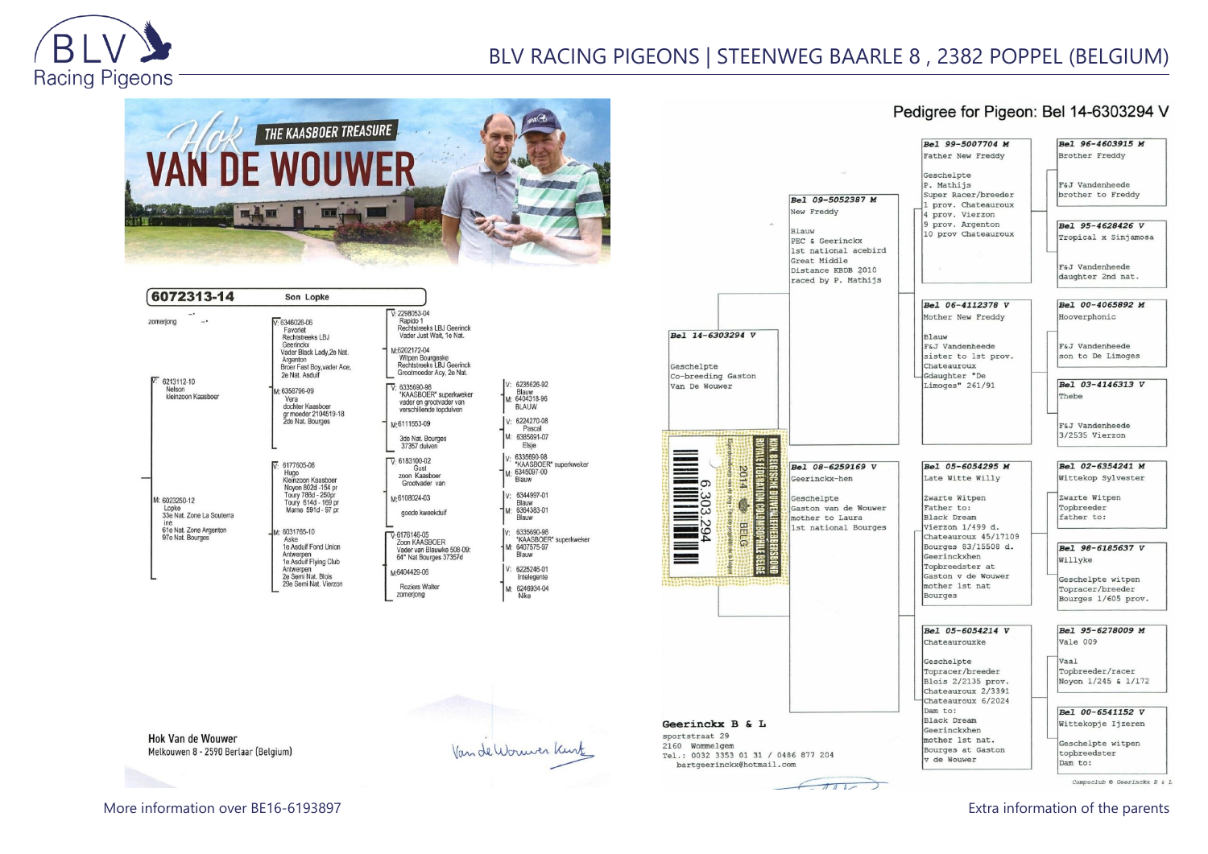# BLV RACING PIGEONS | STEENWEG BAARLE 8 , 2382 POPPEL (BELGIUM)

## Hok VAN DE WOUWER – THE KAASBOER TREASURE

**6072313-14** — Son Lopke

zomerjong

- V: 6213112-10
  Nelson
  kleinzoon Kaasboer
  - V: 6346026-06
    Favoriet
    Rechtstreeks LBJ Geerinckx
    Vader Black Lady,2e Nat. Argenton
    Broer Fast Boy,vader Ace, 2e Nat. Asduif
    - V: 2298053-04
      Rapido 1
      Rechtstreeks LBJ Geerinck
      Vader Just Wait, 1e Nat.
    - M: 6202172-04
      Witpen Bourgeske
      Rechtstreeks LBJ Geerinck
      Grootmoeder Acy, 2e Nat.
  - M: 6350796-09
    Vera
    dochter Kaasboer
    gr moeder 2104519-18
    2de Nat. Bourges
    - V: 6335690-98
      "KAASBOER" superkweker
      vader en grootvader van verschillende topduiven
      - V: 6235626-92 Blauw
      - M: 6404318-96 BLAUW
    - M: 6111553-09
      3de Nat. Bourges
      37357 duiven
      - V: 6224270-08 Pascal
      - M: 6385691-07 Elsje
- M: 6023250-12
  Lopke
  33e Nat. Zone La Souterraine
  61e Nat. Zone Argenton
  97e Nat. Bourges
  - V: 6177605-08
    Hugo
    Kleinzoon Kaasboer
    Noyon 802d -154 pr
    Toury 786d - 250pr
    Toury 614d - 159 pr
    Marne 591d - 97 pr
    - V: 6183100-02
      Gust
      zoon Kaasboer
      Grootvader van
      - V: 6335690-98 "KAASBOER" superkweker
      - M: 6345097-00 Blauw
    - M: 6108024-03
      goede kweekduif
      - V: 6344997-01 Blauw
      - M: 6364383-01 Blauw
  - M: 6031765-10
    Aske
    1e Asduif Fond Union Antwerpen
    1e Asduif Flying Club Antwerpen
    2e Semi Nat. Blois
    29e Semi Nat. Vierzon
    - V: 6176146-05
      Zoon KAASBOER
      Vader van Blauwke 508-09: 64° Nat Bourges 37357d
      - V: 6335690-98 "KAASBOER" superkweker
      - M: 6407575-97 Blauw
    - M: 6404429-06
      Roziers Walter
      zomerjong
      - V: 6225246-01 Intelegente
      - M: 6246934-04 Nike

Hok Van de Wouwer
Melkouwen 8 - 2590 Berlaar (Belgium)

---

## Pedigree for Pigeon: Bel 14-6303294 V

**Bel 14-6303294 V**
Geschelpte
Co-breeding Gaston Van De Wouwer

- **Bel 09-5052387 M**
  New Freddy
  Blauw
  PEC & Geerinckx
  1st national acebird Great Middle Distance KBDB 2010
  raced by P. Mathijs
  - **Bel 99-5007704 M**
    Father New Freddy
    Geschelpte
    P. Mathijs
    Super Racer/breeder
    1 prov. Chateauroux
    4 prov. Vierzon
    9 prov. Argenton
    10 prov Chateauroux
    - **Bel 96-4603915 M**
      Brother Freddy
      F&J Vandenheede
      brother to Freddy
    - **Bel 95-4628426 V**
      Tropical x Sinjamosa
      F&J Vandenheede
      daughter 2nd nat.
  - **Bel 06-4112378 V**
    Mother New Freddy
    Blauw
    F&J Vandenheede
    sister to 1st prov. Chateauroux
    Gdaughter "De Limoges" 261/91
    - **Bel 00-4065892 M**
      Hooverphonic
      F&J Vandenheede
      son to De Limoges
    - **Bel 03-4146313 V**
      Thebe
      F&J Vandenheede
      3/2535 Vierzon
- **Bel 08-6259169 V**
  Geerinckx-hen
  Geschelpte
  Gaston van de Wouwer
  mother to Laura
  1st national Bourges
  - **Bel 05-6054295 M**
    Late Witte Willy
    Zwarte Witpen
    Father to:
    Black Dream
    Vierzon 1/499 d.
    Chateauroux 45/17109
    Bourges 83/15508 d.
    Geerinckxhen
    Topbreedster at Gaston v de Wouwer
    mother 1st nat Bourges
    - **Bel 02-6354241 M**
      Wittekop Sylvester
      Zwarte Witpen
      Topbreeder
      father to:
    - **Bel 98-6185637 V**
      Willyke
      Geschelpte witpen
      Topracer/breeder
      Bourges 1/605 prov.
  - **Bel 05-6054214 V**
    Chateaurouxke
    Geschelpte
    Topracer/breeder
    Blois 2/2135 prov.
    Chateauroux 2/3391
    Chateauroux 6/2024
    Dam to:
    Black Dream
    Geerinckxhen
    mother 1st nat.
    Bourges at Gaston v de Wouwer
    - **Bel 95-6278009 M**
      Vale 009
      Vaal
      Topbreeder/racer
      Noyon 1/245 & 1/172
    - **Bel 00-6541152 V**
      Wittekopje Ijzeren
      Geschelpte witpen
      topbreedster
      Dam to:

**Geerinckx B & L**
sportstraat 29
2160 Wommelgem
Tel.: 0032 3353 01 31 / 0486 877 204
bartgeerinckx@hotmail.com

Compuclub © Geerinckx B & L

More information over BE16-6193897

Extra information of the parents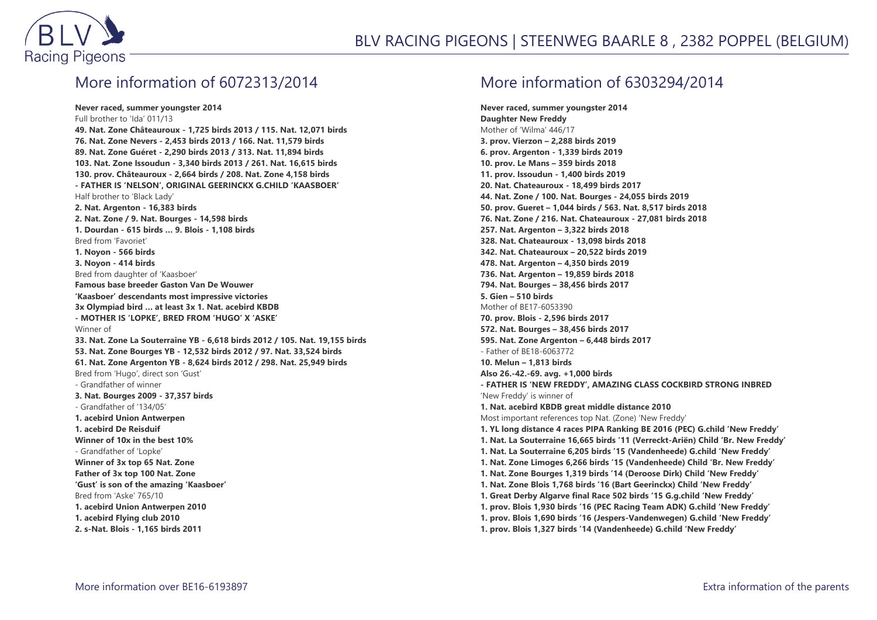## More information of 6072313/2014

**Never raced, summer youngster 2014**
Full brother to 'Ida' 011/13
**49. Nat. Zone Châteauroux - 1,725 birds 2013 / 115. Nat. 12,071 birds**
**76. Nat. Zone Nevers - 2,453 birds 2013 / 166. Nat. 11,579 birds**
**89. Nat. Zone Guéret - 2,290 birds 2013 / 313. Nat. 11,894 birds**
**103. Nat. Zone Issoudun - 3,340 birds 2013 / 261. Nat. 16,615 birds**
**130. prov. Châteauroux - 2,664 birds / 208. Nat. Zone 4,158 birds**
**- FATHER IS 'NELSON', ORIGINAL GEERINCKX G.CHILD 'KAASBOER'**
Half brother to 'Black Lady'
**2. Nat. Argenton - 16,383 birds**
**2. Nat. Zone / 9. Nat. Bourges - 14,598 birds**
**1. Dourdan - 615 birds … 9. Blois - 1,108 birds**
Bred from 'Favoriet'
**1. Noyon - 566 birds**
**3. Noyon - 414 birds**
Bred from daughter of 'Kaasboer'
**Famous base breeder Gaston Van De Wouwer**
**'Kaasboer' descendants most impressive victories**
**3x Olympiad bird … at least 3x 1. Nat. acebird KBDB**
**- MOTHER IS 'LOPKE', BRED FROM 'HUGO' X 'ASKE'**
Winner of
**33. Nat. Zone La Souterraine YB - 6,618 birds 2012 / 105. Nat. 19,155 birds**
**53. Nat. Zone Bourges YB - 12,532 birds 2012 / 97. Nat. 33,524 birds**
**61. Nat. Zone Argenton YB - 8,624 birds 2012 / 298. Nat. 25,949 birds**
Bred from 'Hugo', direct son 'Gust'
- Grandfather of winner
**3. Nat. Bourges 2009 - 37,357 birds**
- Grandfather of '134/05'
**1. acebird Union Antwerpen**
**1. acebird De Reisduif**
**Winner of 10x in the best 10%**
- Grandfather of 'Lopke'
**Winner of 3x top 65 Nat. Zone**
**Father of 3x top 100 Nat. Zone**
**'Gust' is son of the amazing 'Kaasboer'**
Bred from 'Aske' 765/10
**1. acebird Union Antwerpen 2010**
**1. acebird Flying club 2010**
**2. s-Nat. Blois - 1,165 birds 2011**

## More information of 6303294/2014

**Never raced, summer youngster 2014**
**Daughter New Freddy**
Mother of 'Wilma' 446/17
**3. prov. Vierzon – 2,288 birds 2019**
**6. prov. Argenton - 1,339 birds 2019**
**10. prov. Le Mans – 359 birds 2018**
**11. prov. Issoudun - 1,400 birds 2019**
**20. Nat. Chateauroux - 18,499 birds 2017**
**44. Nat. Zone / 100. Nat. Bourges - 24,055 birds 2019**
**50. prov. Gueret – 1,044 birds / 563. Nat. 8,517 birds 2018**
**76. Nat. Zone / 216. Nat. Chateauroux - 27,081 birds 2018**
**257. Nat. Argenton – 3,322 birds 2018**
**328. Nat. Chateauroux - 13,098 birds 2018**
**342. Nat. Chateauroux – 20,522 birds 2019**
**478. Nat. Argenton – 4,350 birds 2019**
**736. Nat. Argenton – 19,859 birds 2018**
**794. Nat. Bourges – 38,456 birds 2017**
**5. Gien – 510 birds**
Mother of BE17-6053390
**70. prov. Blois - 2,596 birds 2017**
**572. Nat. Bourges – 38,456 birds 2017**
**595. Nat. Zone Argenton – 6,448 birds 2017**
- Father of BE18-6063772
**10. Melun – 1,813 birds**
**Also 26.-42.-69. avg. +1,000 birds**
**- FATHER IS 'NEW FREDDY', AMAZING CLASS COCKBIRD STRONG INBRED**
'New Freddy' is winner of
**1. Nat. acebird KBDB great middle distance 2010**
Most important references top Nat. (Zone) 'New Freddy'
**1. YL long distance 4 races PIPA Ranking BE 2016 (PEC) G.child 'New Freddy'**
**1. Nat. La Souterraine 16,665 birds '11 (Verreckt-Ariën) Child 'Br. New Freddy'**
**1. Nat. La Souterraine 6,205 birds '15 (Vandenheede) G.child 'New Freddy'**
**1. Nat. Zone Limoges 6,266 birds '15 (Vandenheede) Child 'Br. New Freddy'**
**1. Nat. Zone Bourges 1,319 birds '14 (Deroose Dirk) Child 'New Freddy'**
**1. Nat. Zone Blois 1,768 birds '16 (Bart Geerinckx) Child 'New Freddy'**
**1. Great Derby Algarve final Race 502 birds '15 G.g.child 'New Freddy'**
**1. prov. Blois 1,930 birds '16 (PEC Racing Team ADK) G.child 'New Freddy'**
**1. prov. Blois 1,690 birds '16 (Jespers-Vandenwegen) G.child 'New Freddy'**
**1. prov. Blois 1,327 birds '14 (Vandenheede) G.child 'New Freddy'**

More information over BE16-6193897

Extra information of the parents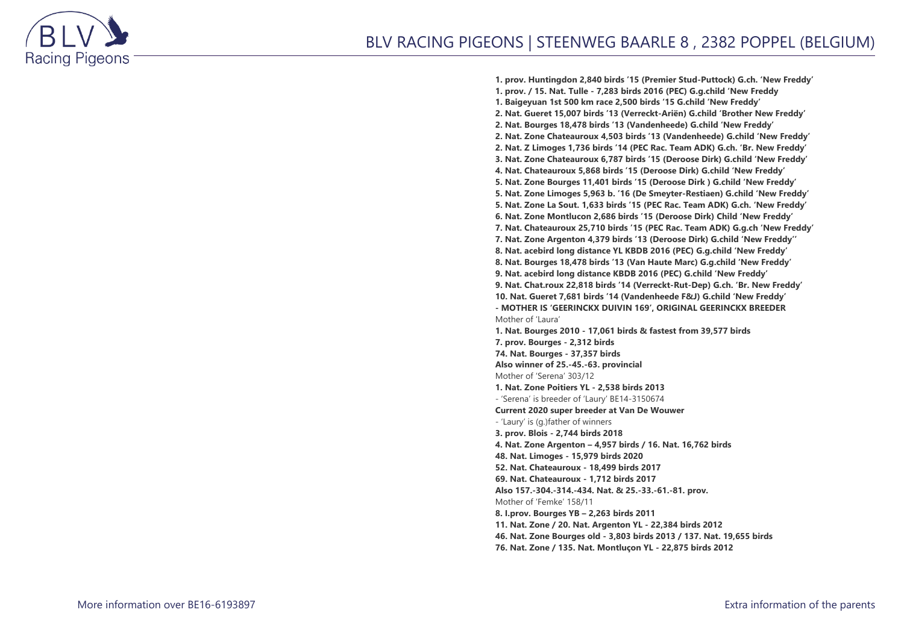**1. prov. Huntingdon 2,840 birds '15 (Premier Stud-Puttock) G.ch. 'New Freddy'**
**1. prov. / 15. Nat. Tulle - 7,283 birds 2016 (PEC) G.g.child 'New Freddy**
**1. Baigeyuan 1st 500 km race 2,500 birds '15 G.child 'New Freddy'**
**2. Nat. Gueret 15,007 birds '13 (Verreckt-Ariën) G.child 'Brother New Freddy'**
**2. Nat. Bourges 18,478 birds '13 (Vandenheede) G.child 'New Freddy'**
**2. Nat. Zone Chateauroux 4,503 birds '13 (Vandenheede) G.child 'New Freddy'**
**2. Nat. Z Limoges 1,736 birds '14 (PEC Rac. Team ADK) G.ch. 'Br. New Freddy'**
**3. Nat. Zone Chateauroux 6,787 birds '15 (Deroose Dirk) G.child 'New Freddy'**
**4. Nat. Chateauroux 5,868 birds '15 (Deroose Dirk) G.child 'New Freddy'**
**5. Nat. Zone Bourges 11,401 birds '15 (Deroose Dirk ) G.child 'New Freddy'**
**5. Nat. Zone Limoges 5,963 b. '16 (De Smeyter-Restiaen) G.child 'New Freddy'**
**5. Nat. Zone La Sout. 1,633 birds '15 (PEC Rac. Team ADK) G.ch. 'New Freddy'**
**6. Nat. Zone Montlucon 2,686 birds '15 (Deroose Dirk) Child 'New Freddy'**
**7. Nat. Chateauroux 25,710 birds '15 (PEC Rac. Team ADK) G.g.ch 'New Freddy'**
**7. Nat. Zone Argenton 4,379 birds '13 (Deroose Dirk) G.child 'New Freddy''**
**8. Nat. acebird long distance YL KBDB 2016 (PEC) G.g.child 'New Freddy'**
**8. Nat. Bourges 18,478 birds '13 (Van Haute Marc) G.g.child 'New Freddy'**
**9. Nat. acebird long distance KBDB 2016 (PEC) G.child 'New Freddy'**
**9. Nat. Chat.roux 22,818 birds '14 (Verreckt-Rut-Dep) G.ch. 'Br. New Freddy'**
**10. Nat. Gueret 7,681 birds '14 (Vandenheede F&J) G.child 'New Freddy'**
**- MOTHER IS 'GEERINCKX DUIVIN 169', ORIGINAL GEERINCKX BREEDER**

Mother of 'Laura'

**1. Nat. Bourges 2010 - 17,061 birds & fastest from 39,577 birds**
**7. prov. Bourges - 2,312 birds**
**74. Nat. Bourges - 37,357 birds**
**Also winner of 25.-45.-63. provincial**

Mother of 'Serena' 303/12

**1. Nat. Zone Poitiers YL - 2,538 birds 2013**

- 'Serena' is breeder of 'Laury' BE14-3150674

**Current 2020 super breeder at Van De Wouwer**

- 'Laury' is (g.)father of winners

**3. prov. Blois - 2,744 birds 2018**
**4. Nat. Zone Argenton – 4,957 birds / 16. Nat. 16,762 birds**
**48. Nat. Limoges - 15,979 birds 2020**
**52. Nat. Chateauroux - 18,499 birds 2017**
**69. Nat. Chateauroux - 1,712 birds 2017**
**Also 157.-304.-314.-434. Nat. & 25.-33.-61.-81. prov.**

Mother of 'Femke' 158/11

**8. I.prov. Bourges YB – 2,263 birds 2011**
**11. Nat. Zone / 20. Nat. Argenton YL - 22,384 birds 2012**
**46. Nat. Zone Bourges old - 3,803 birds 2013 / 137. Nat. 19,655 birds**
**76. Nat. Zone / 135. Nat. Montluçon YL - 22,875 birds 2012**

More information over BE16-6193897

Extra information of the parents